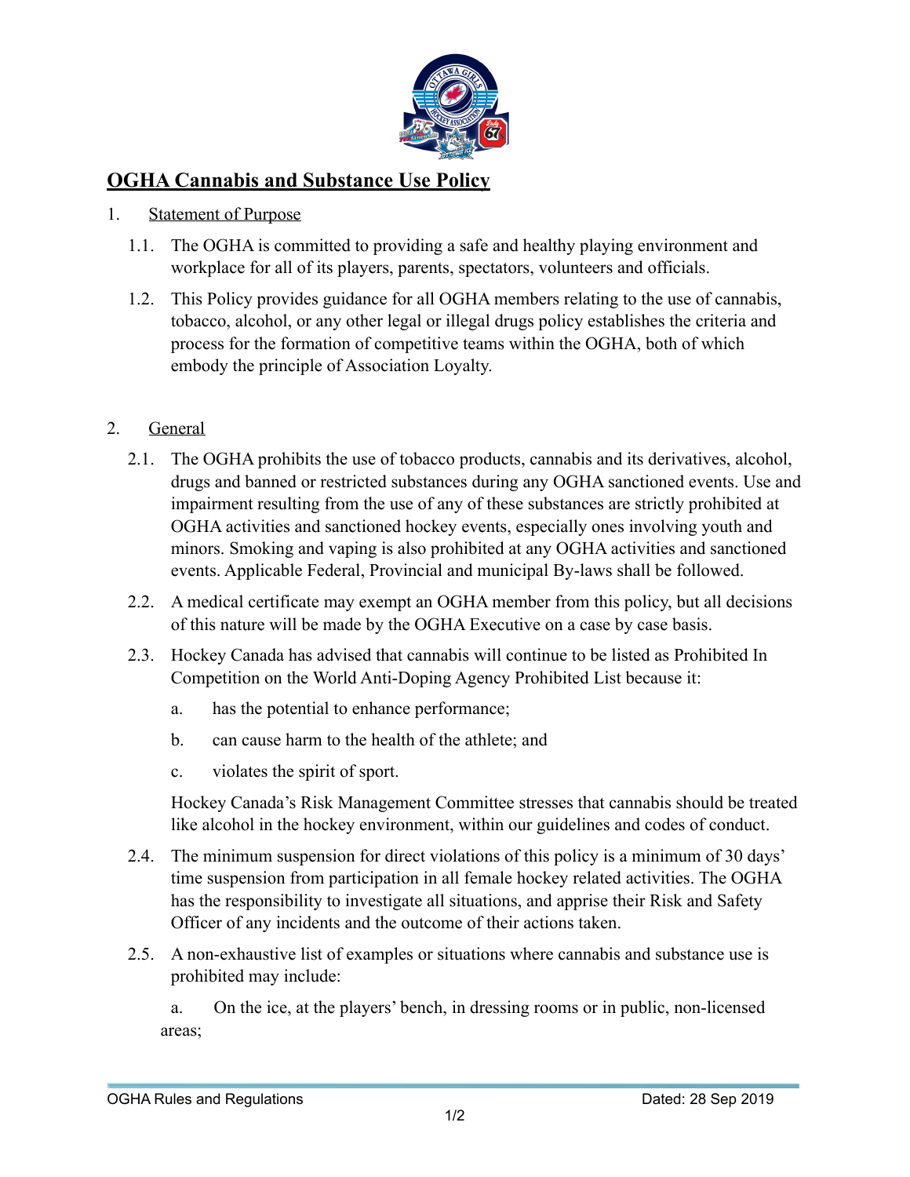# OGHA Cannabis and Substance Use Policy

1. Statement of Purpose

   1.1. The OGHA is committed to providing a safe and healthy playing environment and workplace for all of its players, parents, spectators, volunteers and officials.

   1.2. This Policy provides guidance for all OGHA members relating to the use of cannabis, tobacco, alcohol, or any other legal or illegal drugs policy establishes the criteria and process for the formation of competitive teams within the OGHA, both of which embody the principle of Association Loyalty.

2. General

   2.1. The OGHA prohibits the use of tobacco products, cannabis and its derivatives, alcohol, drugs and banned or restricted substances during any OGHA sanctioned events. Use and impairment resulting from the use of any of these substances are strictly prohibited at OGHA activities and sanctioned hockey events, especially ones involving youth and minors. Smoking and vaping is also prohibited at any OGHA activities and sanctioned events. Applicable Federal, Provincial and municipal By-laws shall be followed.

   2.2. A medical certificate may exempt an OGHA member from this policy, but all decisions of this nature will be made by the OGHA Executive on a case by case basis.

   2.3. Hockey Canada has advised that cannabis will continue to be listed as Prohibited In Competition on the World Anti-Doping Agency Prohibited List because it:

      a. has the potential to enhance performance;

      b. can cause harm to the health of the athlete; and

      c. violates the spirit of sport.

      Hockey Canada's Risk Management Committee stresses that cannabis should be treated like alcohol in the hockey environment, within our guidelines and codes of conduct.

   2.4. The minimum suspension for direct violations of this policy is a minimum of 30 days' time suspension from participation in all female hockey related activities. The OGHA has the responsibility to investigate all situations, and apprise their Risk and Safety Officer of any incidents and the outcome of their actions taken.

   2.5. A non-exhaustive list of examples or situations where cannabis and substance use is prohibited may include:

      a. On the ice, at the players' bench, in dressing rooms or in public, non-licensed areas;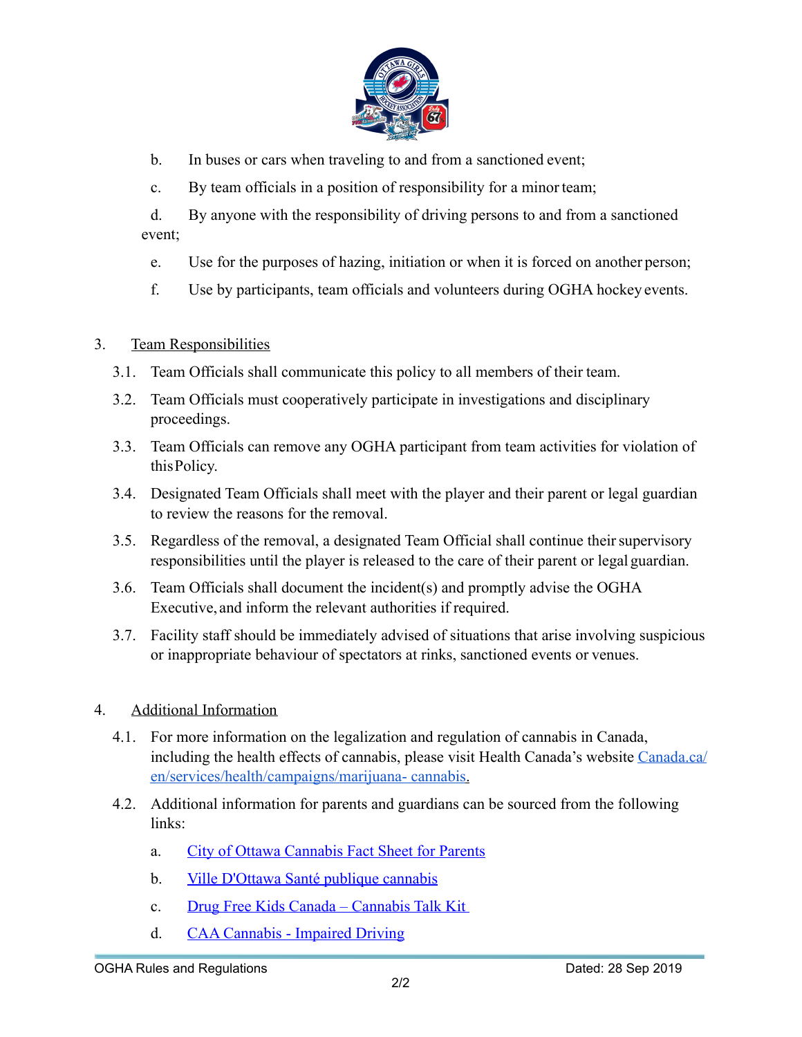b. In buses or cars when traveling to and from a sanctioned event;

c. By team officials in a position of responsibility for a minor team;

d. By anyone with the responsibility of driving persons to and from a sanctioned event;

e. Use for the purposes of hazing, initiation or when it is forced on another person;

f. Use by participants, team officials and volunteers during OGHA hockey events.

3. Team Responsibilities

3.1. Team Officials shall communicate this policy to all members of their team.

3.2. Team Officials must cooperatively participate in investigations and disciplinary proceedings.

3.3. Team Officials can remove any OGHA participant from team activities for violation of this Policy.

3.4. Designated Team Officials shall meet with the player and their parent or legal guardian to review the reasons for the removal.

3.5. Regardless of the removal, a designated Team Official shall continue their supervisory responsibilities until the player is released to the care of their parent or legal guardian.

3.6. Team Officials shall document the incident(s) and promptly advise the OGHA Executive, and inform the relevant authorities if required.

3.7. Facility staff should be immediately advised of situations that arise involving suspicious or inappropriate behaviour of spectators at rinks, sanctioned events or venues.

4. Additional Information

4.1. For more information on the legalization and regulation of cannabis in Canada, including the health effects of cannabis, please visit Health Canada's website Canada.ca/en/services/health/campaigns/marijuana- cannabis.

4.2. Additional information for parents and guardians can be sourced from the following links:

a. City of Ottawa Cannabis Fact Sheet for Parents

b. Ville D'Ottawa Santé publique cannabis

c. Drug Free Kids Canada – Cannabis Talk Kit

d. CAA Cannabis - Impaired Driving